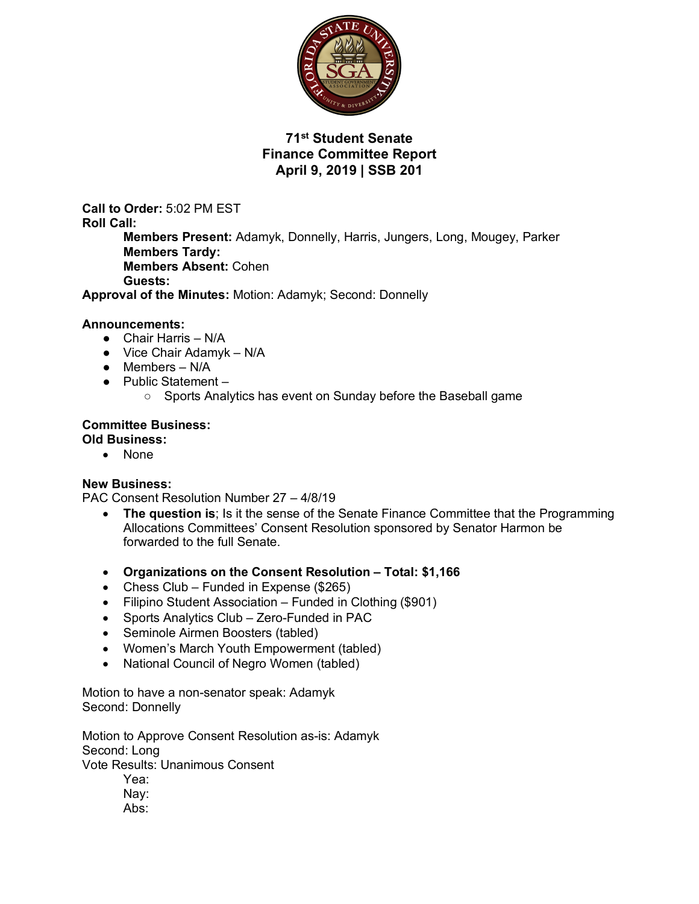# 71st Student Senate
## Finance Committee Report
### April 9, 2019 | SSB 201

**Call to Order:** 5:02 PM EST
**Roll Call:**
- **Members Present:** Adamyk, Donnelly, Harris, Jungers, Long, Mougey, Parker
- **Members Tardy:**
- **Members Absent:** Cohen
- **Guests:**

**Approval of the Minutes:** Motion: Adamyk; Second: Donnelly

**Announcements:**
- Chair Harris – N/A
- Vice Chair Adamyk – N/A
- Members – N/A
- Public Statement –
  - Sports Analytics has event on Sunday before the Baseball game

**Committee Business:**
**Old Business:**
- None

**New Business:**
PAC Consent Resolution Number 27 – 4/8/19
- **The question is**; Is it the sense of the Senate Finance Committee that the Programming Allocations Committees' Consent Resolution sponsored by Senator Harmon be forwarded to the full Senate.

- **Organizations on the Consent Resolution – Total: $1,166**
- Chess Club – Funded in Expense ($265)
- Filipino Student Association – Funded in Clothing ($901)
- Sports Analytics Club – Zero-Funded in PAC
- Seminole Airmen Boosters (tabled)
- Women's March Youth Empowerment (tabled)
- National Council of Negro Women (tabled)

Motion to have a non-senator speak: Adamyk
Second: Donnelly

Motion to Approve Consent Resolution as-is: Adamyk
Second: Long
Vote Results: Unanimous Consent
- Yea:
- Nay:
- Abs: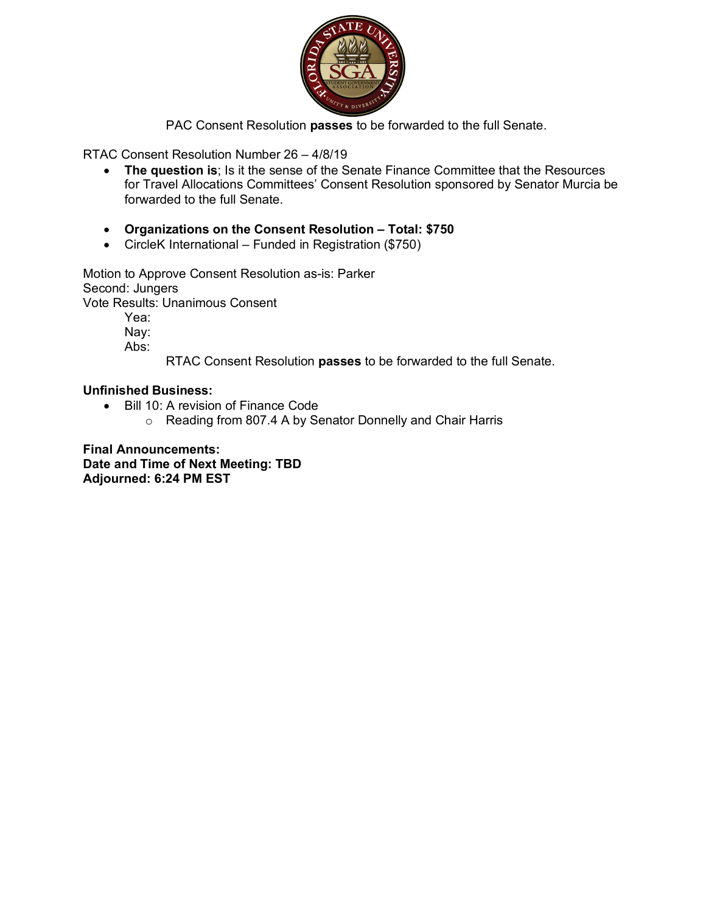PAC Consent Resolution **passes** to be forwarded to the full Senate.

RTAC Consent Resolution Number 26 – 4/8/19

- **The question is**; Is it the sense of the Senate Finance Committee that the Resources for Travel Allocations Committees' Consent Resolution sponsored by Senator Murcia be forwarded to the full Senate.

- **Organizations on the Consent Resolution – Total: $750**
- CircleK International – Funded in Registration ($750)

Motion to Approve Consent Resolution as-is: Parker
Second: Jungers
Vote Results: Unanimous Consent
Yea:
Nay:
Abs:
RTAC Consent Resolution **passes** to be forwarded to the full Senate.

**Unfinished Business:**

- Bill 10: A revision of Finance Code
  - Reading from 807.4 A by Senator Donnelly and Chair Harris

**Final Announcements:**
**Date and Time of Next Meeting: TBD**
**Adjourned: 6:24 PM EST**